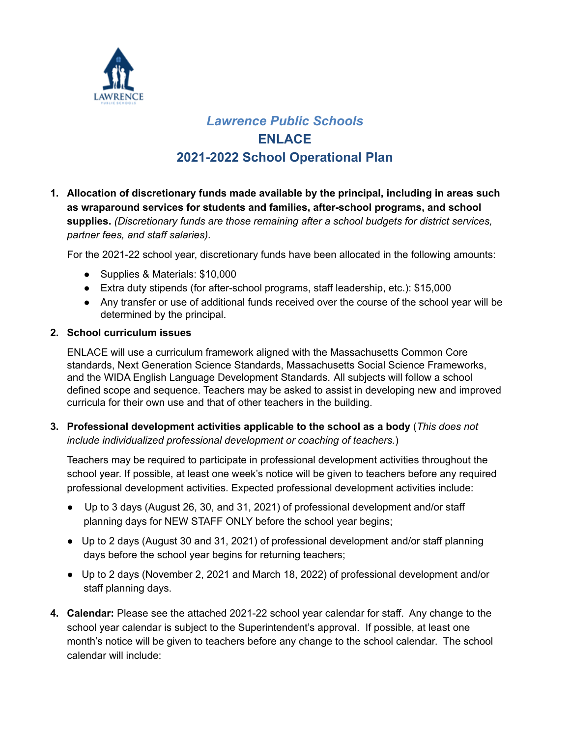*Lawrence Public Schools*

# ENLACE

## 2021-2022 School Operational Plan

1. **Allocation of discretionary funds made available by the principal, including in areas such as wraparound services for students and families, after-school programs, and school supplies.** *(Discretionary funds are those remaining after a school budgets for district services, partner fees, and staff salaries).*

   For the 2021-22 school year, discretionary funds have been allocated in the following amounts:

   - Supplies & Materials: $10,000
   - Extra duty stipends (for after-school programs, staff leadership, etc.): $15,000
   - Any transfer or use of additional funds received over the course of the school year will be determined by the principal.

2. **School curriculum issues**

   ENLACE will use a curriculum framework aligned with the Massachusetts Common Core standards, Next Generation Science Standards, Massachusetts Social Science Frameworks, and the WIDA English Language Development Standards. All subjects will follow a school defined scope and sequence. Teachers may be asked to assist in developing new and improved curricula for their own use and that of other teachers in the building.

3. **Professional development activities applicable to the school as a body** (*This does not include individualized professional development or coaching of teachers.*)

   Teachers may be required to participate in professional development activities throughout the school year. If possible, at least one week's notice will be given to teachers before any required professional development activities. Expected professional development activities include:

   - Up to 3 days (August 26, 30, and 31, 2021) of professional development and/or staff planning days for NEW STAFF ONLY before the school year begins;
   - Up to 2 days (August 30 and 31, 2021) of professional development and/or staff planning days before the school year begins for returning teachers;
   - Up to 2 days (November 2, 2021 and March 18, 2022) of professional development and/or staff planning days.

4. **Calendar:** Please see the attached 2021-22 school year calendar for staff. Any change to the school year calendar is subject to the Superintendent's approval. If possible, at least one month's notice will be given to teachers before any change to the school calendar. The school calendar will include: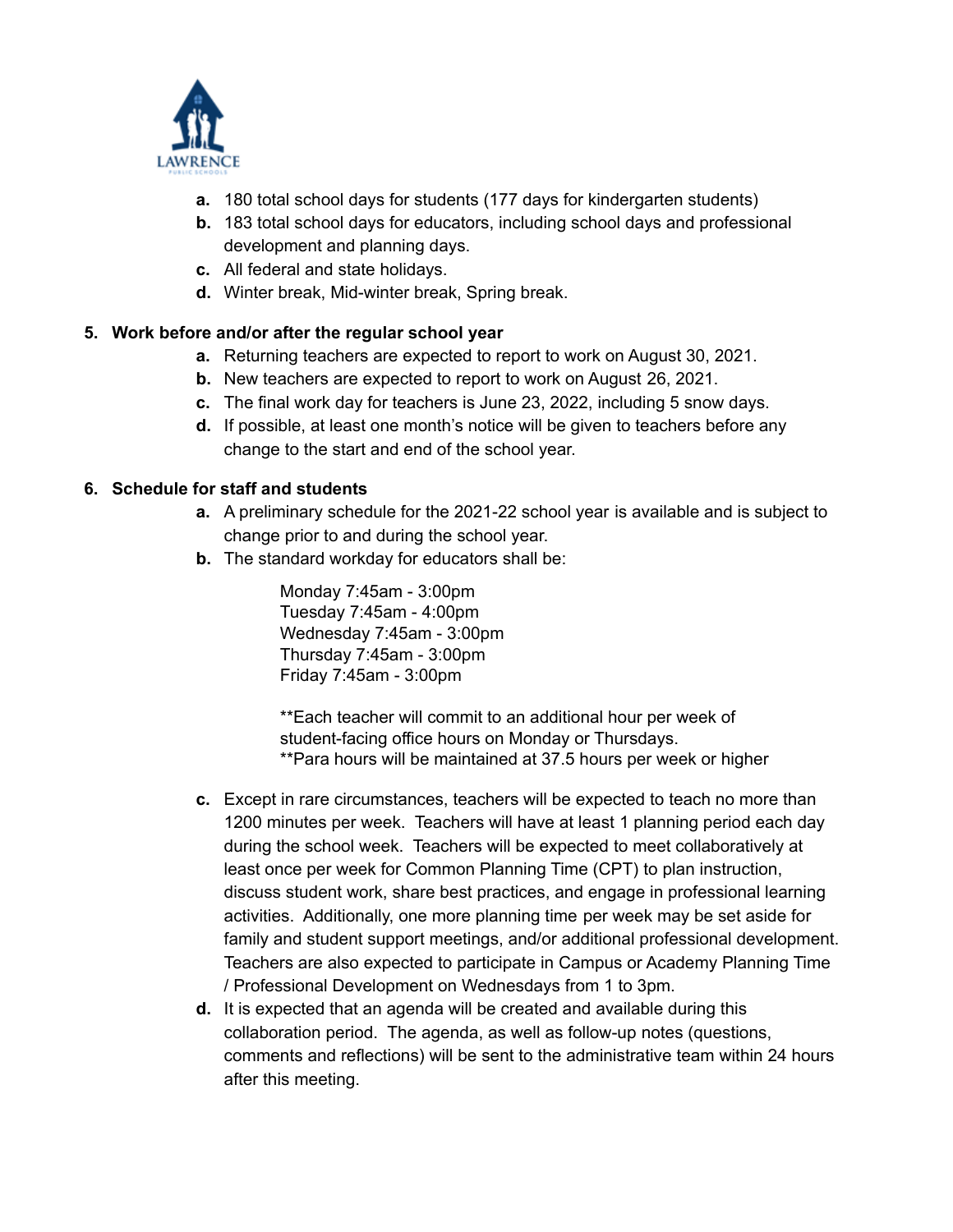a. 180 total school days for students (177 days for kindergarten students)
b. 183 total school days for educators, including school days and professional development and planning days.
c. All federal and state holidays.
d. Winter break, Mid-winter break, Spring break.

**5. Work before and/or after the regular school year**

a. Returning teachers are expected to report to work on August 30, 2021.
b. New teachers are expected to report to work on August 26, 2021.
c. The final work day for teachers is June 23, 2022, including 5 snow days.
d. If possible, at least one month's notice will be given to teachers before any change to the start and end of the school year.

**6. Schedule for staff and students**

a. A preliminary schedule for the 2021-22 school year is available and is subject to change prior to and during the school year.
b. The standard workday for educators shall be:

Monday 7:45am - 3:00pm
Tuesday 7:45am - 4:00pm
Wednesday 7:45am - 3:00pm
Thursday 7:45am - 3:00pm
Friday 7:45am - 3:00pm

**Each teacher will commit to an additional hour per week of student-facing office hours on Monday or Thursdays.
**Para hours will be maintained at 37.5 hours per week or higher

c. Except in rare circumstances, teachers will be expected to teach no more than 1200 minutes per week. Teachers will have at least 1 planning period each day during the school week. Teachers will be expected to meet collaboratively at least once per week for Common Planning Time (CPT) to plan instruction, discuss student work, share best practices, and engage in professional learning activities. Additionally, one more planning time per week may be set aside for family and student support meetings, and/or additional professional development. Teachers are also expected to participate in Campus or Academy Planning Time / Professional Development on Wednesdays from 1 to 3pm.
d. It is expected that an agenda will be created and available during this collaboration period. The agenda, as well as follow-up notes (questions, comments and reflections) will be sent to the administrative team within 24 hours after this meeting.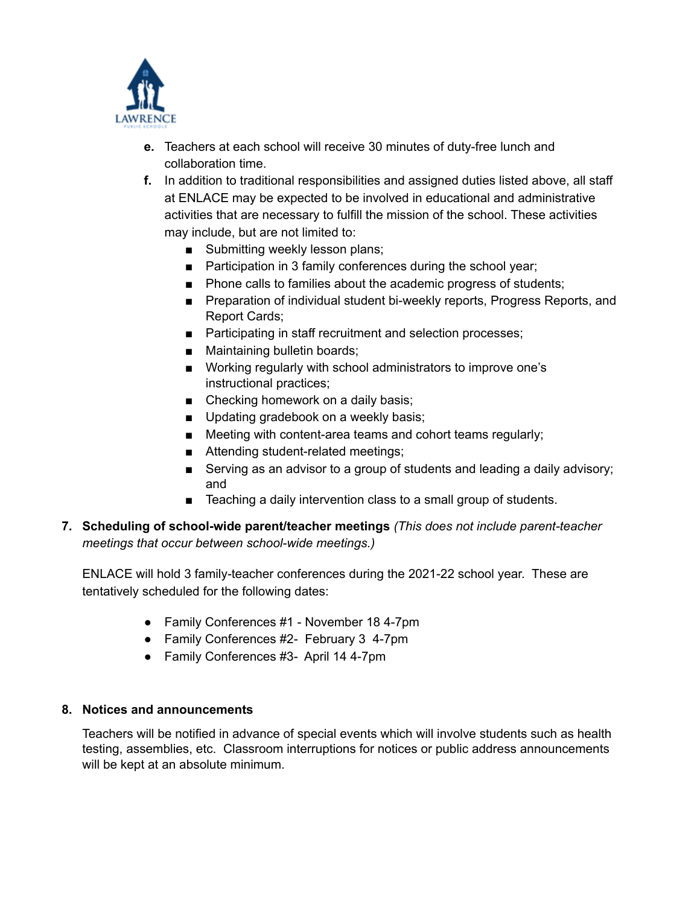e. Teachers at each school will receive 30 minutes of duty-free lunch and collaboration time.

f. In addition to traditional responsibilities and assigned duties listed above, all staff at ENLACE may be expected to be involved in educational and administrative activities that are necessary to fulfill the mission of the school. These activities may include, but are not limited to:
   - Submitting weekly lesson plans;
   - Participation in 3 family conferences during the school year;
   - Phone calls to families about the academic progress of students;
   - Preparation of individual student bi-weekly reports, Progress Reports, and Report Cards;
   - Participating in staff recruitment and selection processes;
   - Maintaining bulletin boards;
   - Working regularly with school administrators to improve one's instructional practices;
   - Checking homework on a daily basis;
   - Updating gradebook on a weekly basis;
   - Meeting with content-area teams and cohort teams regularly;
   - Attending student-related meetings;
   - Serving as an advisor to a group of students and leading a daily advisory; and
   - Teaching a daily intervention class to a small group of students.

**7. Scheduling of school-wide parent/teacher meetings** *(This does not include parent-teacher meetings that occur between school-wide meetings.)*

ENLACE will hold 3 family-teacher conferences during the 2021-22 school year. These are tentatively scheduled for the following dates:

- Family Conferences #1 - November 18 4-7pm
- Family Conferences #2- February 3 4-7pm
- Family Conferences #3- April 14 4-7pm

**8. Notices and announcements**

Teachers will be notified in advance of special events which will involve students such as health testing, assemblies, etc. Classroom interruptions for notices or public address announcements will be kept at an absolute minimum.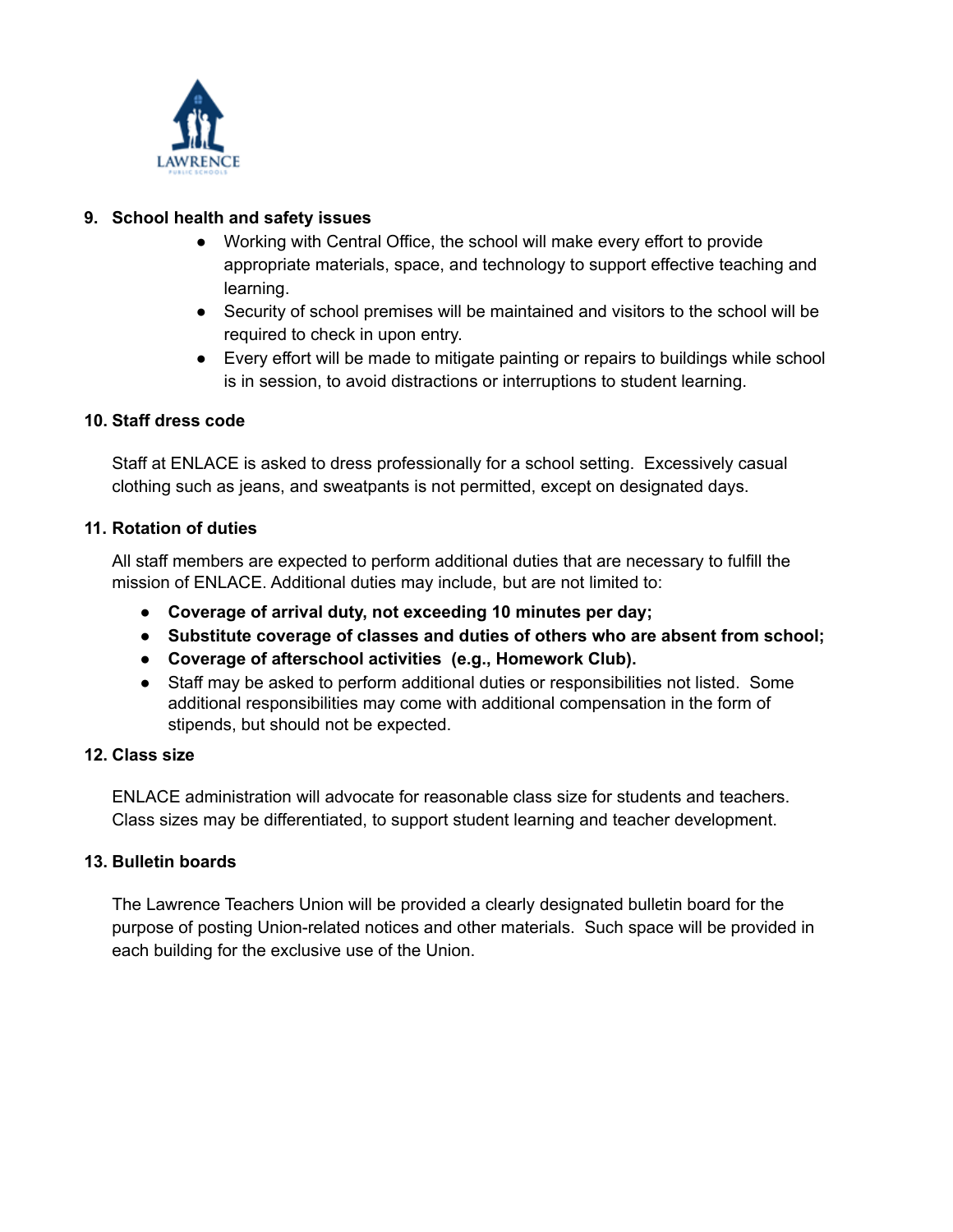**9. School health and safety issues**

- Working with Central Office, the school will make every effort to provide appropriate materials, space, and technology to support effective teaching and learning.
- Security of school premises will be maintained and visitors to the school will be required to check in upon entry.
- Every effort will be made to mitigate painting or repairs to buildings while school is in session, to avoid distractions or interruptions to student learning.

**10. Staff dress code**

Staff at ENLACE is asked to dress professionally for a school setting. Excessively casual clothing such as jeans, and sweatpants is not permitted, except on designated days.

**11. Rotation of duties**

All staff members are expected to perform additional duties that are necessary to fulfill the mission of ENLACE. Additional duties may include, but are not limited to:

- **Coverage of arrival duty, not exceeding 10 minutes per day;**
- **Substitute coverage of classes and duties of others who are absent from school;**
- **Coverage of afterschool activities (e.g., Homework Club).**
- Staff may be asked to perform additional duties or responsibilities not listed. Some additional responsibilities may come with additional compensation in the form of stipends, but should not be expected.

**12. Class size**

ENLACE administration will advocate for reasonable class size for students and teachers. Class sizes may be differentiated, to support student learning and teacher development.

**13. Bulletin boards**

The Lawrence Teachers Union will be provided a clearly designated bulletin board for the purpose of posting Union-related notices and other materials. Such space will be provided in each building for the exclusive use of the Union.